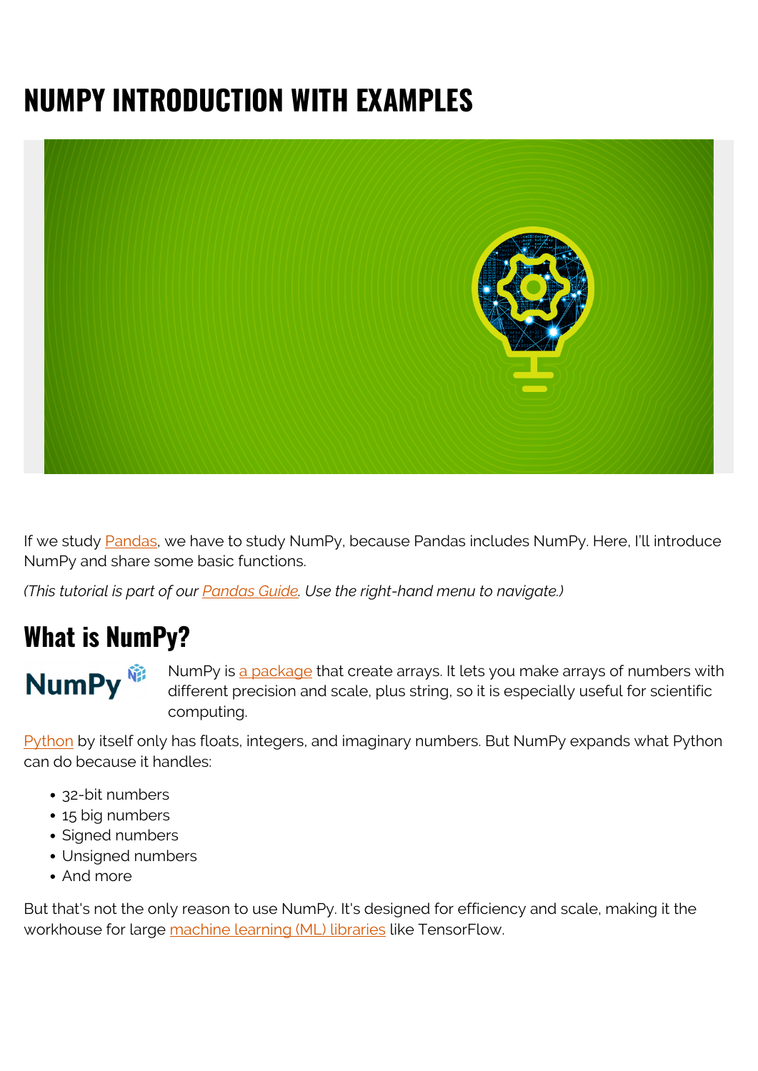# NUMPY INTRODUCTION WITH EXAMPLES

If we study Pandas, we have to study NumPy, because Pandas includes NumPy. Here, I'll introduce NumPy and share some basic functions.

*(This tutorial is part of our Pandas Guide. Use the right-hand menu to navigate.)*

## What is NumPy?

NumPy is a package that create arrays. It lets you make arrays of numbers with different precision and scale, plus string, so it is especially useful for scientific computing.

Python by itself only has floats, integers, and imaginary numbers. But NumPy expands what Python can do because it handles:

- 32-bit numbers
- 15 big numbers
- Signed numbers
- Unsigned numbers
- And more

But that's not the only reason to use NumPy. It's designed for efficiency and scale, making it the workhouse for large machine learning (ML) libraries like TensorFlow.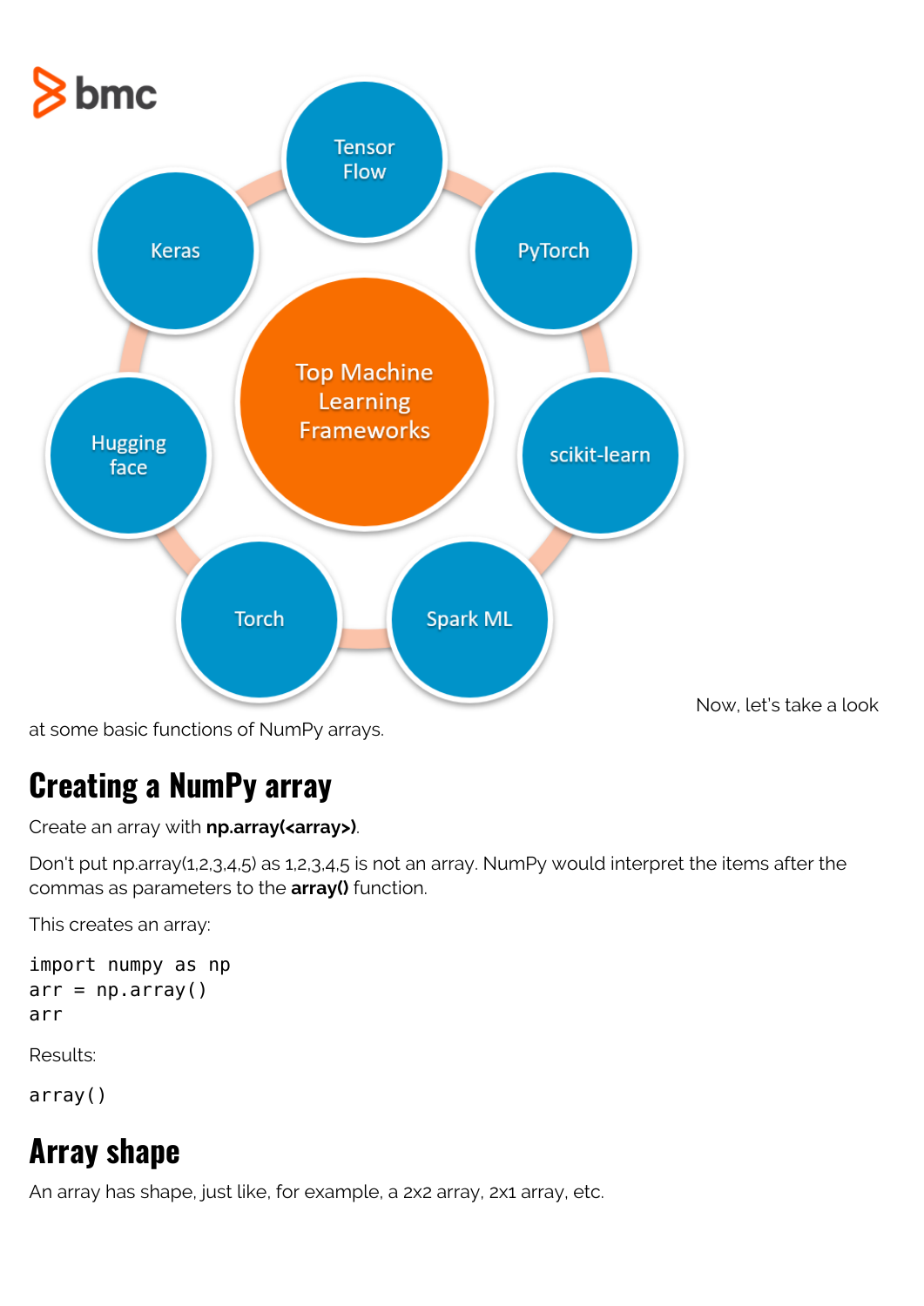Now, let's take a look at some basic functions of NumPy arrays.

## Creating a NumPy array

Create an array with **np.array(<array>)**.

Don't put np.array(1,2,3,4,5) as 1,2,3,4,5 is not an array. NumPy would interpret the items after the commas as parameters to the **array()** function.

This creates an array:

```
import numpy as np
arr = np.array()
arr
```

Results:

```
array()
```

## Array shape

An array has shape, just like, for example, a 2x2 array, 2x1 array, etc.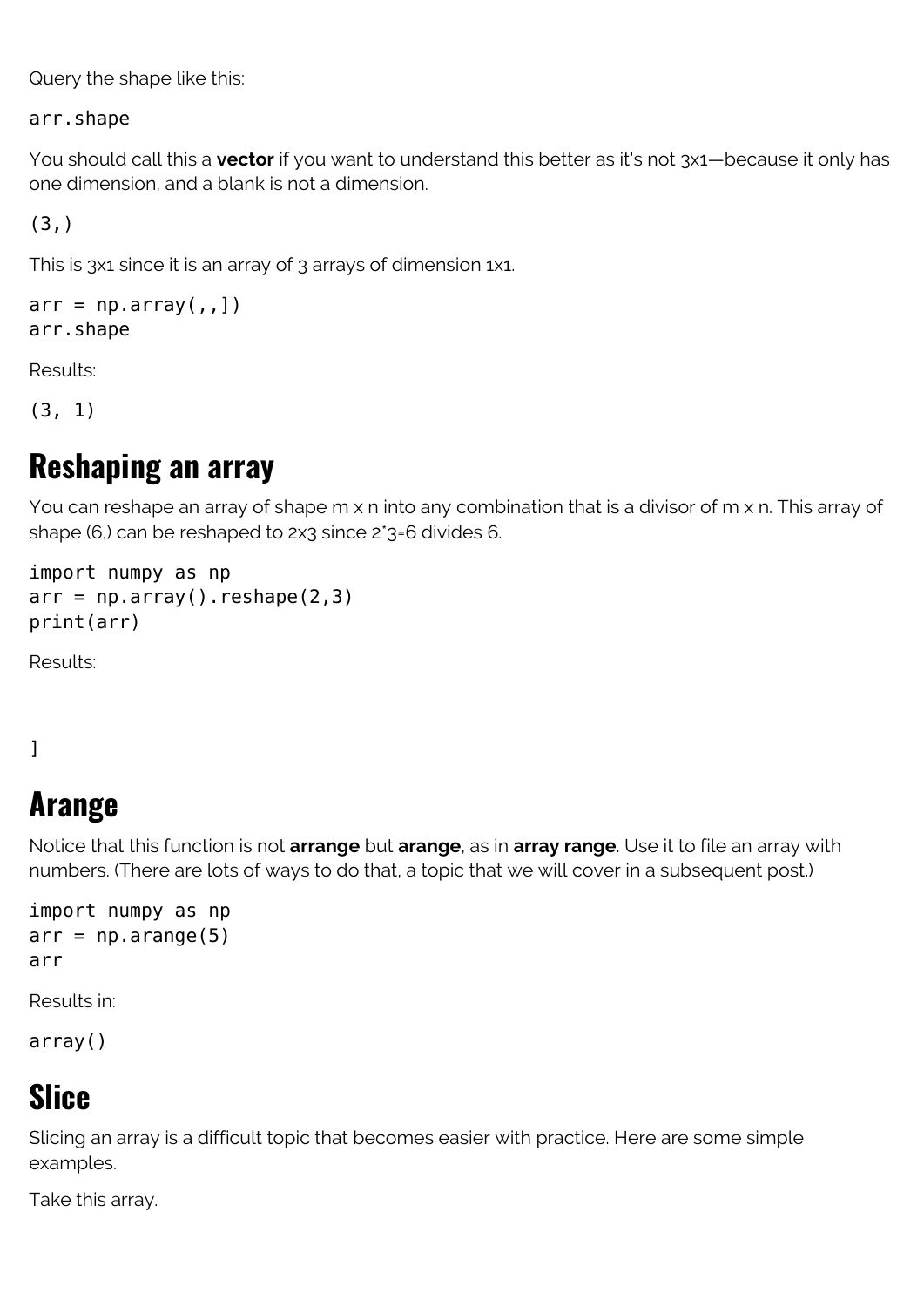Query the shape like this:

```
arr.shape
```

You should call this a **vector** if you want to understand this better as it's not 3x1—because it only has one dimension, and a blank is not a dimension.

```
(3,)
```

This is 3x1 since it is an array of 3 arrays of dimension 1x1.

```
arr = np.array(,,])
arr.shape
```

Results:

```
(3, 1)
```

## Reshaping an array

You can reshape an array of shape m x n into any combination that is a divisor of m x n. This array of shape (6,) can be reshaped to 2x3 since 2*3=6 divides 6.

```
import numpy as np
arr = np.array().reshape(2,3)
print(arr)
```

Results:

```


]
```

## Arange

Notice that this function is not **arrange** but **arange**, as in **array range**. Use it to file an array with numbers. (There are lots of ways to do that, a topic that we will cover in a subsequent post.)

```
import numpy as np
arr = np.arange(5)
arr
```

Results in:

```
array()
```

## Slice

Slicing an array is a difficult topic that becomes easier with practice. Here are some simple examples.

Take this array.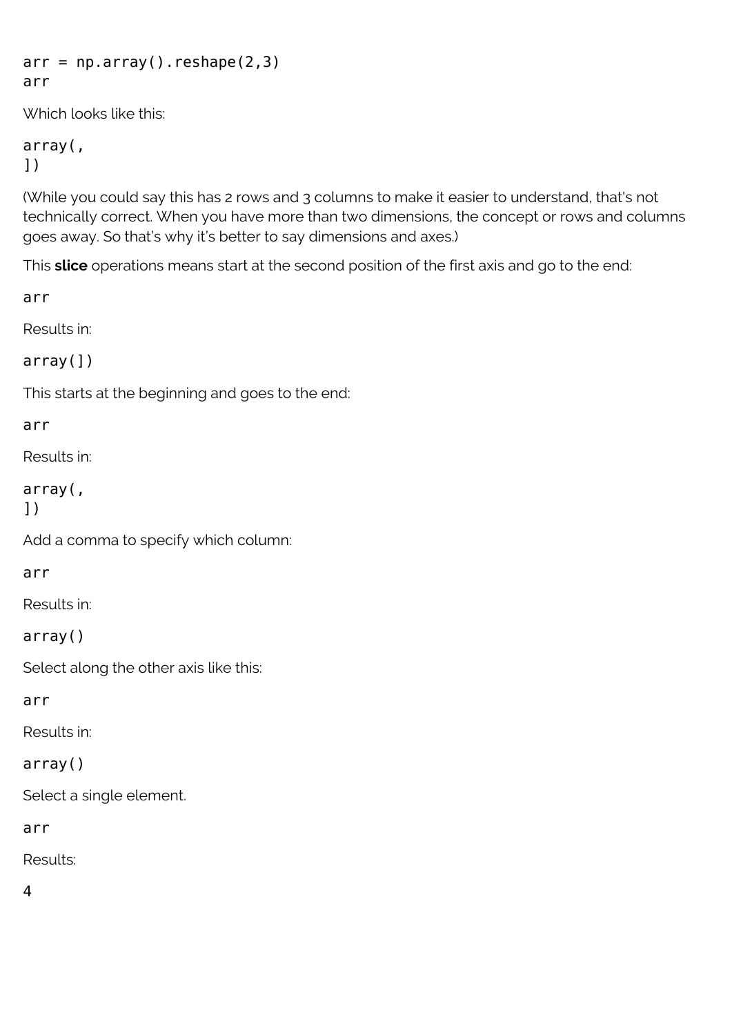```
arr = np.array().reshape(2,3)
arr
```

Which looks like this:

```
array(,
])
```

(While you could say this has 2 rows and 3 columns to make it easier to understand, that's not technically correct. When you have more than two dimensions, the concept or rows and columns goes away. So that's why it's better to say dimensions and axes.)

This **slice** operations means start at the second position of the first axis and go to the end:

```
arr
```

Results in:

```
array([])
```

This starts at the beginning and goes to the end:

```
arr
```

Results in:

```
array(,
])
```

Add a comma to specify which column:

```
arr
```

Results in:

```
array()
```

Select along the other axis like this:

```
arr
```

Results in:

```
array()
```

Select a single element.

```
arr
```

Results:

```
4
```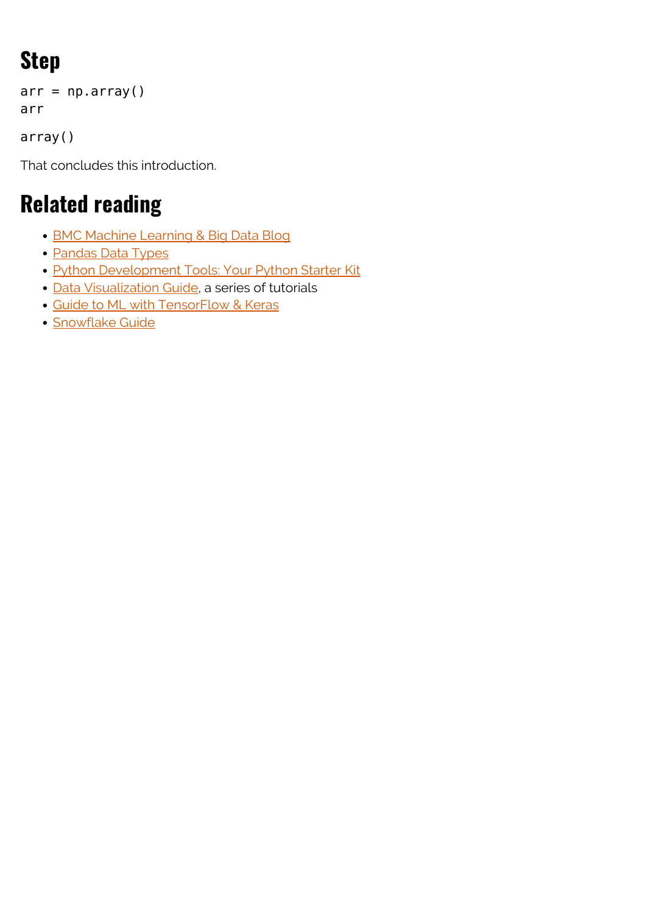## Step

```
arr = np.array()
arr
```

```
array()
```

That concludes this introduction.

## Related reading

- BMC Machine Learning & Big Data Blog
- Pandas Data Types
- Python Development Tools: Your Python Starter Kit
- Data Visualization Guide, a series of tutorials
- Guide to ML with TensorFlow & Keras
- Snowflake Guide